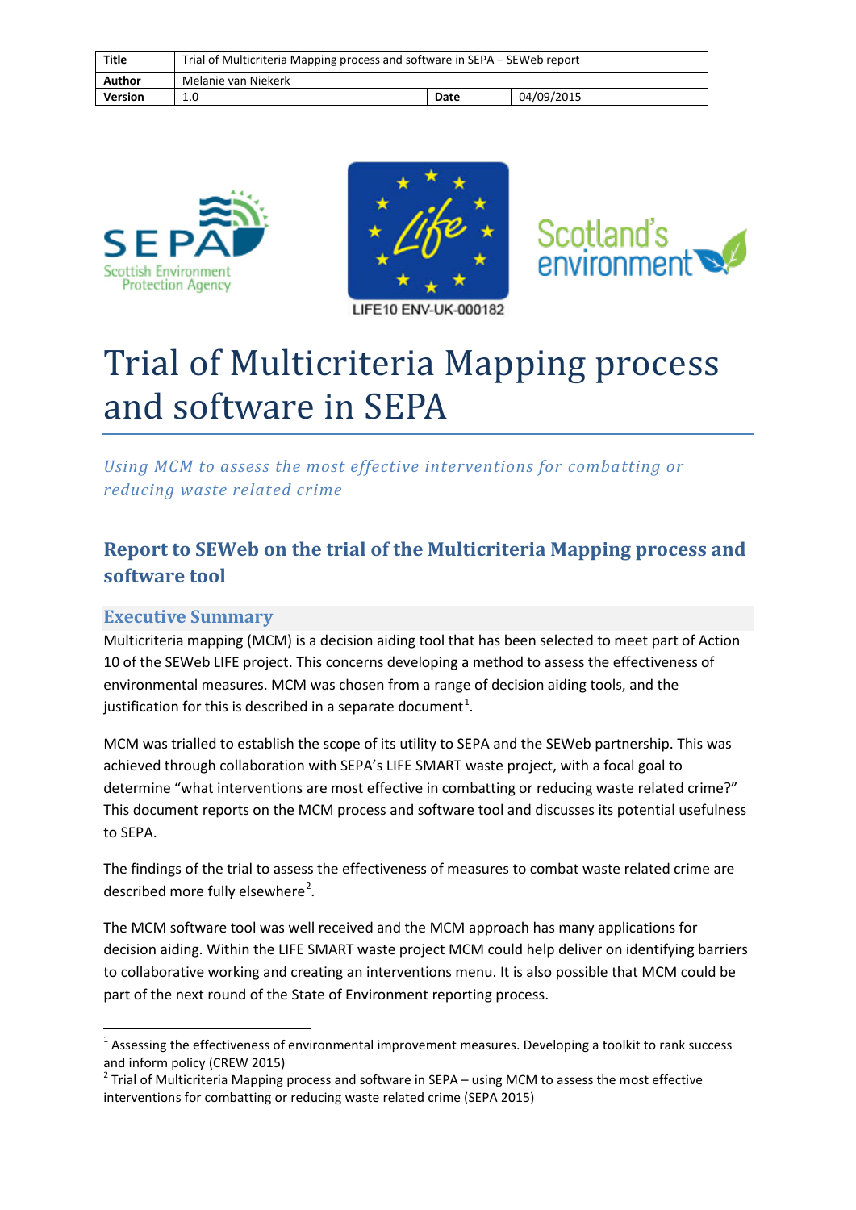| Title | Trial of Multicriteria Mapping process and software in SEPA – SEWeb report | | |
|---|---|---|---|
| Author | Melanie van Niekerk | | |
| Version | 1.0 | Date | 04/09/2015 |

LIFE10 ENV-UK-000182

# Trial of Multicriteria Mapping process and software in SEPA

*Using MCM to assess the most effective interventions for combatting or reducing waste related crime*

## Report to SEWeb on the trial of the Multicriteria Mapping process and software tool

### Executive Summary

Multicriteria mapping (MCM) is a decision aiding tool that has been selected to meet part of Action 10 of the SEWeb LIFE project. This concerns developing a method to assess the effectiveness of environmental measures. MCM was chosen from a range of decision aiding tools, and the justification for this is described in a separate document[1].

MCM was trialled to establish the scope of its utility to SEPA and the SEWeb partnership. This was achieved through collaboration with SEPA's LIFE SMART waste project, with a focal goal to determine "what interventions are most effective in combatting or reducing waste related crime?" This document reports on the MCM process and software tool and discusses its potential usefulness to SEPA.

The findings of the trial to assess the effectiveness of measures to combat waste related crime are described more fully elsewhere[2].

The MCM software tool was well received and the MCM approach has many applications for decision aiding. Within the LIFE SMART waste project MCM could help deliver on identifying barriers to collaborative working and creating an interventions menu. It is also possible that MCM could be part of the next round of the State of Environment reporting process.

---

[1] Assessing the effectiveness of environmental improvement measures. Developing a toolkit to rank success and inform policy (CREW 2015)

[2] Trial of Multicriteria Mapping process and software in SEPA – using MCM to assess the most effective interventions for combatting or reducing waste related crime (SEPA 2015)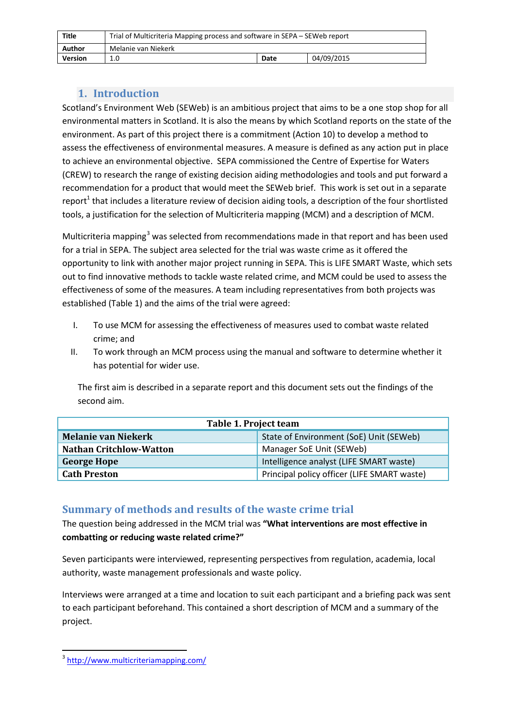| Title | Trial of Multicriteria Mapping process and software in SEPA – SEWeb report | | |
|---|---|---|---|
| Author | Melanie van Niekerk | | |
| Version | 1.0 | Date | 04/09/2015 |

## 1. Introduction

Scotland's Environment Web (SEWeb) is an ambitious project that aims to be a one stop shop for all environmental matters in Scotland. It is also the means by which Scotland reports on the state of the environment. As part of this project there is a commitment (Action 10) to develop a method to assess the effectiveness of environmental measures. A measure is defined as any action put in place to achieve an environmental objective. SEPA commissioned the Centre of Expertise for Waters (CREW) to research the range of existing decision aiding methodologies and tools and put forward a recommendation for a product that would meet the SEWeb brief. This work is set out in a separate report[1] that includes a literature review of decision aiding tools, a description of the four shortlisted tools, a justification for the selection of Multicriteria mapping (MCM) and a description of MCM.

Multicriteria mapping[3] was selected from recommendations made in that report and has been used for a trial in SEPA. The subject area selected for the trial was waste crime as it offered the opportunity to link with another major project running in SEPA. This is LIFE SMART Waste, which sets out to find innovative methods to tackle waste related crime, and MCM could be used to assess the effectiveness of some of the measures. A team including representatives from both projects was established (Table 1) and the aims of the trial were agreed:

I. To use MCM for assessing the effectiveness of measures used to combat waste related crime; and
II. To work through an MCM process using the manual and software to determine whether it has potential for wider use.

The first aim is described in a separate report and this document sets out the findings of the second aim.

| Table 1. Project team | |
|---|---|
| **Melanie van Niekerk** | State of Environment (SoE) Unit (SEWeb) |
| **Nathan Critchlow-Watton** | Manager SoE Unit (SEWeb) |
| **George Hope** | Intelligence analyst (LIFE SMART waste) |
| **Cath Preston** | Principal policy officer (LIFE SMART waste) |

## Summary of methods and results of the waste crime trial

The question being addressed in the MCM trial was **"What interventions are most effective in combatting or reducing waste related crime?"**

Seven participants were interviewed, representing perspectives from regulation, academia, local authority, waste management professionals and waste policy.

Interviews were arranged at a time and location to suit each participant and a briefing pack was sent to each participant beforehand. This contained a short description of MCM and a summary of the project.

[3] http://www.multicriteriamapping.com/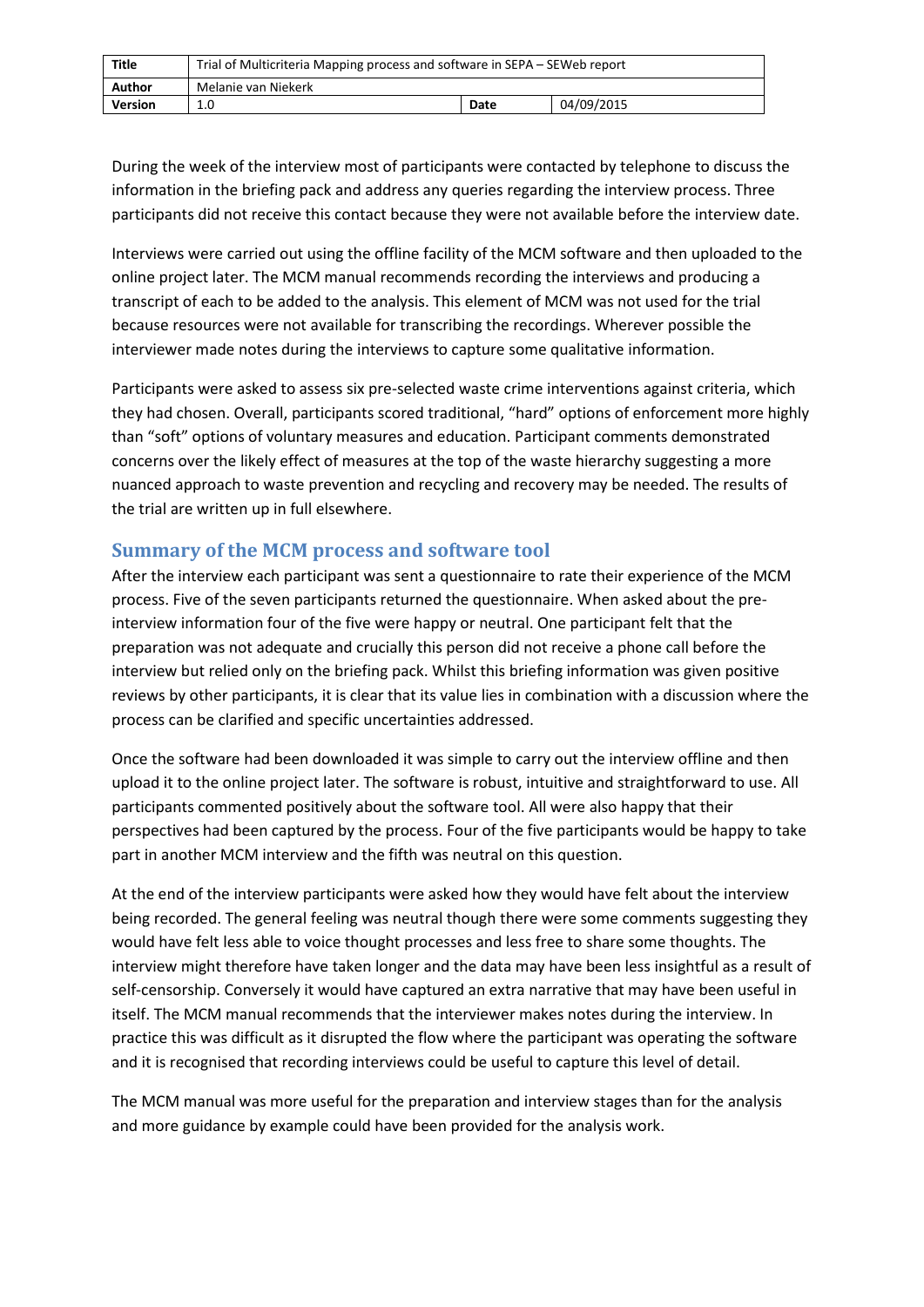During the week of the interview most of participants were contacted by telephone to discuss the information in the briefing pack and address any queries regarding the interview process. Three participants did not receive this contact because they were not available before the interview date.

Interviews were carried out using the offline facility of the MCM software and then uploaded to the online project later. The MCM manual recommends recording the interviews and producing a transcript of each to be added to the analysis. This element of MCM was not used for the trial because resources were not available for transcribing the recordings. Wherever possible the interviewer made notes during the interviews to capture some qualitative information.

Participants were asked to assess six pre-selected waste crime interventions against criteria, which they had chosen. Overall, participants scored traditional, "hard" options of enforcement more highly than "soft" options of voluntary measures and education. Participant comments demonstrated concerns over the likely effect of measures at the top of the waste hierarchy suggesting a more nuanced approach to waste prevention and recycling and recovery may be needed. The results of the trial are written up in full elsewhere.

## Summary of the MCM process and software tool

After the interview each participant was sent a questionnaire to rate their experience of the MCM process. Five of the seven participants returned the questionnaire. When asked about the pre-interview information four of the five were happy or neutral. One participant felt that the preparation was not adequate and crucially this person did not receive a phone call before the interview but relied only on the briefing pack. Whilst this briefing information was given positive reviews by other participants, it is clear that its value lies in combination with a discussion where the process can be clarified and specific uncertainties addressed.

Once the software had been downloaded it was simple to carry out the interview offline and then upload it to the online project later. The software is robust, intuitive and straightforward to use. All participants commented positively about the software tool. All were also happy that their perspectives had been captured by the process. Four of the five participants would be happy to take part in another MCM interview and the fifth was neutral on this question.

At the end of the interview participants were asked how they would have felt about the interview being recorded. The general feeling was neutral though there were some comments suggesting they would have felt less able to voice thought processes and less free to share some thoughts. The interview might therefore have taken longer and the data may have been less insightful as a result of self-censorship. Conversely it would have captured an extra narrative that may have been useful in itself. The MCM manual recommends that the interviewer makes notes during the interview. In practice this was difficult as it disrupted the flow where the participant was operating the software and it is recognised that recording interviews could be useful to capture this level of detail.

The MCM manual was more useful for the preparation and interview stages than for the analysis and more guidance by example could have been provided for the analysis work.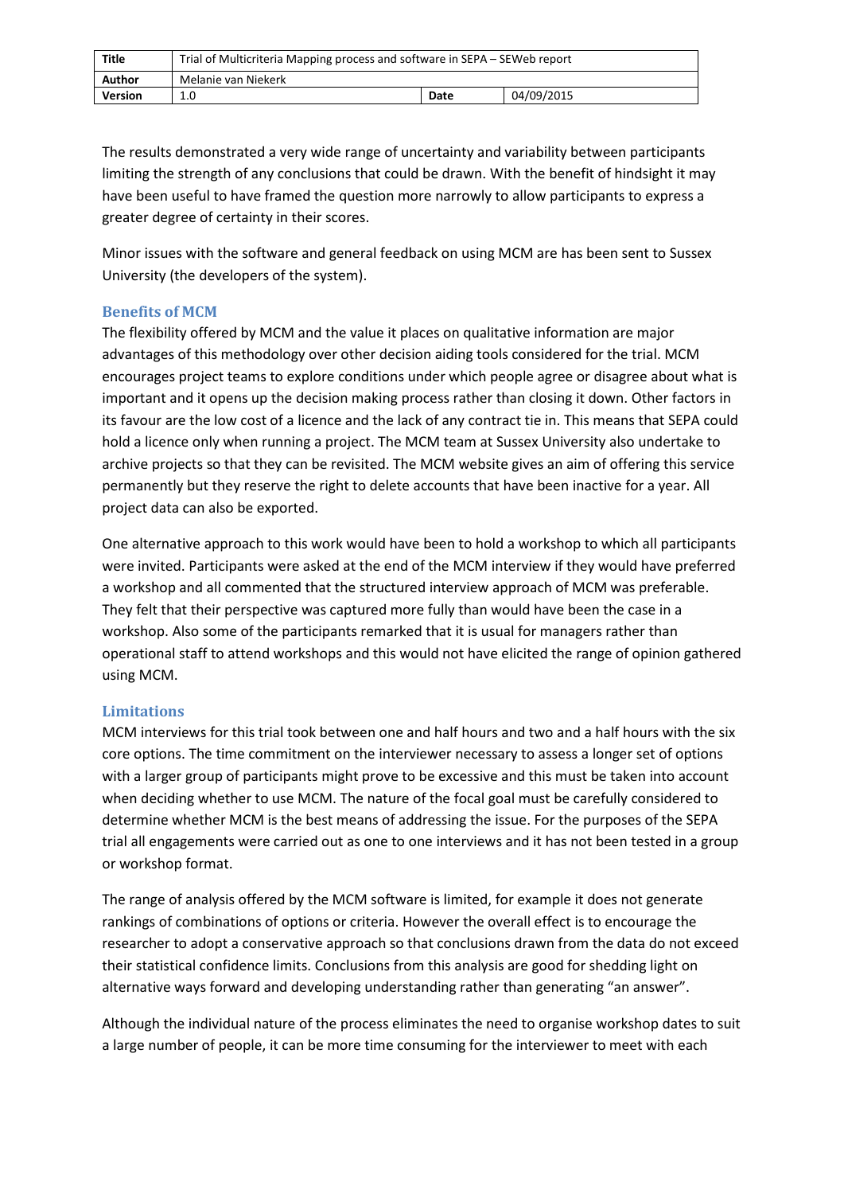The results demonstrated a very wide range of uncertainty and variability between participants limiting the strength of any conclusions that could be drawn. With the benefit of hindsight it may have been useful to have framed the question more narrowly to allow participants to express a greater degree of certainty in their scores.

Minor issues with the software and general feedback on using MCM are has been sent to Sussex University (the developers of the system).

### Benefits of MCM

The flexibility offered by MCM and the value it places on qualitative information are major advantages of this methodology over other decision aiding tools considered for the trial. MCM encourages project teams to explore conditions under which people agree or disagree about what is important and it opens up the decision making process rather than closing it down. Other factors in its favour are the low cost of a licence and the lack of any contract tie in. This means that SEPA could hold a licence only when running a project. The MCM team at Sussex University also undertake to archive projects so that they can be revisited. The MCM website gives an aim of offering this service permanently but they reserve the right to delete accounts that have been inactive for a year. All project data can also be exported.

One alternative approach to this work would have been to hold a workshop to which all participants were invited. Participants were asked at the end of the MCM interview if they would have preferred a workshop and all commented that the structured interview approach of MCM was preferable. They felt that their perspective was captured more fully than would have been the case in a workshop. Also some of the participants remarked that it is usual for managers rather than operational staff to attend workshops and this would not have elicited the range of opinion gathered using MCM.

### Limitations

MCM interviews for this trial took between one and half hours and two and a half hours with the six core options. The time commitment on the interviewer necessary to assess a longer set of options with a larger group of participants might prove to be excessive and this must be taken into account when deciding whether to use MCM. The nature of the focal goal must be carefully considered to determine whether MCM is the best means of addressing the issue. For the purposes of the SEPA trial all engagements were carried out as one to one interviews and it has not been tested in a group or workshop format.

The range of analysis offered by the MCM software is limited, for example it does not generate rankings of combinations of options or criteria. However the overall effect is to encourage the researcher to adopt a conservative approach so that conclusions drawn from the data do not exceed their statistical confidence limits. Conclusions from this analysis are good for shedding light on alternative ways forward and developing understanding rather than generating "an answer".

Although the individual nature of the process eliminates the need to organise workshop dates to suit a large number of people, it can be more time consuming for the interviewer to meet with each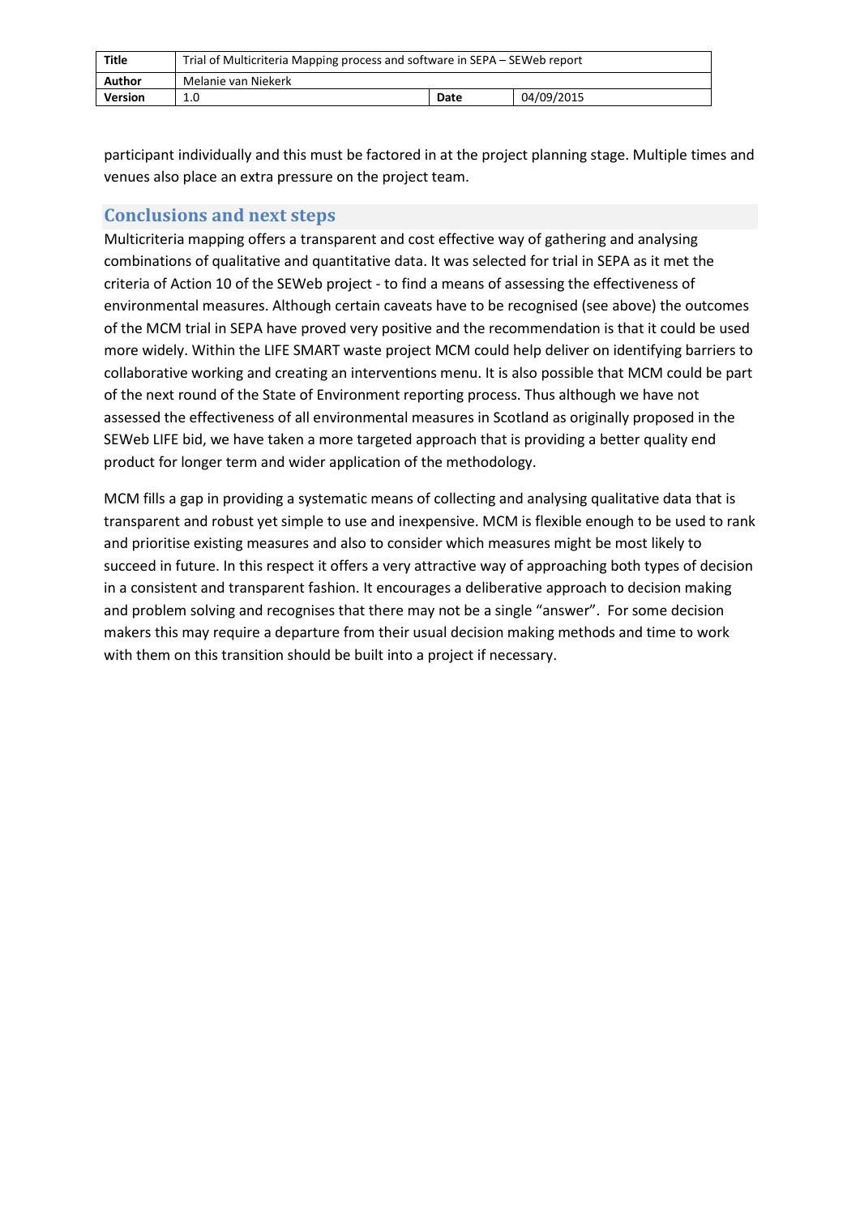participant individually and this must be factored in at the project planning stage. Multiple times and venues also place an extra pressure on the project team.

## Conclusions and next steps

Multicriteria mapping offers a transparent and cost effective way of gathering and analysing combinations of qualitative and quantitative data. It was selected for trial in SEPA as it met the criteria of Action 10 of the SEWeb project - to find a means of assessing the effectiveness of environmental measures. Although certain caveats have to be recognised (see above) the outcomes of the MCM trial in SEPA have proved very positive and the recommendation is that it could be used more widely. Within the LIFE SMART waste project MCM could help deliver on identifying barriers to collaborative working and creating an interventions menu. It is also possible that MCM could be part of the next round of the State of Environment reporting process. Thus although we have not assessed the effectiveness of all environmental measures in Scotland as originally proposed in the SEWeb LIFE bid, we have taken a more targeted approach that is providing a better quality end product for longer term and wider application of the methodology.

MCM fills a gap in providing a systematic means of collecting and analysing qualitative data that is transparent and robust yet simple to use and inexpensive. MCM is flexible enough to be used to rank and prioritise existing measures and also to consider which measures might be most likely to succeed in future. In this respect it offers a very attractive way of approaching both types of decision in a consistent and transparent fashion. It encourages a deliberative approach to decision making and problem solving and recognises that there may not be a single "answer". For some decision makers this may require a departure from their usual decision making methods and time to work with them on this transition should be built into a project if necessary.